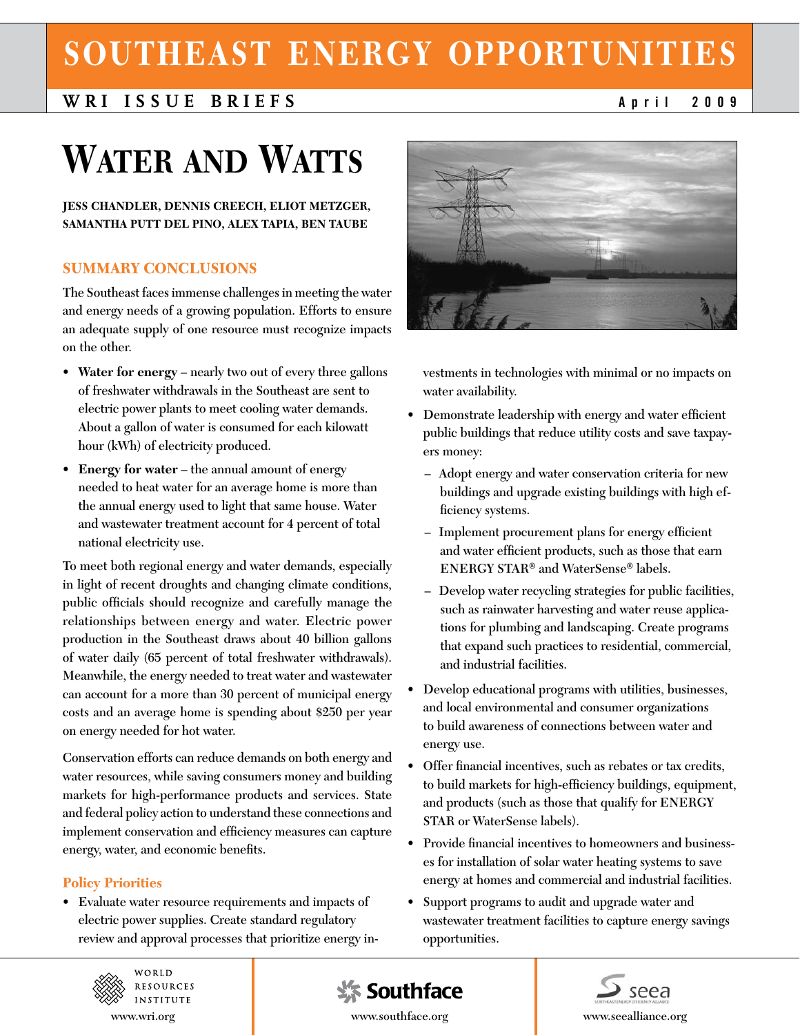# SOUTHEAST ENERGY OPPORTUNITIES

**WRI ISSUE BRIEFS** — April 2009

# Water and Watts

**JESS CHANDLER, DENNIS CREECH, ELIOT METZGER, SAMANTHA PUTT DEL PINO, ALEX TAPIA, BEN TAUBE**

## SUMMARY CONCLUSIONS

The Southeast faces immense challenges in meeting the water and energy needs of a growing population. Efforts to ensure an adequate supply of one resource must recognize impacts on the other.

- **Water for energy** – nearly two out of every three gallons of freshwater withdrawals in the Southeast are sent to electric power plants to meet cooling water demands. About a gallon of water is consumed for each kilowatt hour (kWh) of electricity produced.
- **Energy for water** – the annual amount of energy needed to heat water for an average home is more than the annual energy used to light that same house. Water and wastewater treatment account for 4 percent of total national electricity use.

To meet both regional energy and water demands, especially in light of recent droughts and changing climate conditions, public officials should recognize and carefully manage the relationships between energy and water. Electric power production in the Southeast draws about 40 billion gallons of water daily (65 percent of total freshwater withdrawals). Meanwhile, the energy needed to treat water and wastewater can account for a more than 30 percent of municipal energy costs and an average home is spending about $250 per year on energy needed for hot water.

Conservation efforts can reduce demands on both energy and water resources, while saving consumers money and building markets for high-performance products and services. State and federal policy action to understand these connections and implement conservation and efficiency measures can capture energy, water, and economic benefits.

### Policy Priorities

- Evaluate water resource requirements and impacts of electric power supplies. Create standard regulatory review and approval processes that prioritize energy investments in technologies with minimal or no impacts on water availability.
- Demonstrate leadership with energy and water efficient public buildings that reduce utility costs and save taxpayers money:
  - Adopt energy and water conservation criteria for new buildings and upgrade existing buildings with high efficiency systems.
  - Implement procurement plans for energy efficient and water efficient products, such as those that earn ENERGY STAR® and WaterSense® labels.
  - Develop water recycling strategies for public facilities, such as rainwater harvesting and water reuse applications for plumbing and landscaping. Create programs that expand such practices to residential, commercial, and industrial facilities.
- Develop educational programs with utilities, businesses, and local environmental and consumer organizations to build awareness of connections between water and energy use.
- Offer financial incentives, such as rebates or tax credits, to build markets for high-efficiency buildings, equipment, and products (such as those that qualify for ENERGY STAR or WaterSense labels).
- Provide financial incentives to homeowners and businesses for installation of solar water heating systems to save energy at homes and commercial and industrial facilities.
- Support programs to audit and upgrade water and wastewater treatment facilities to capture energy savings opportunities.

WORLD RESOURCES INSTITUTE www.wri.org | Southface www.southface.org | seea www.seealliance.org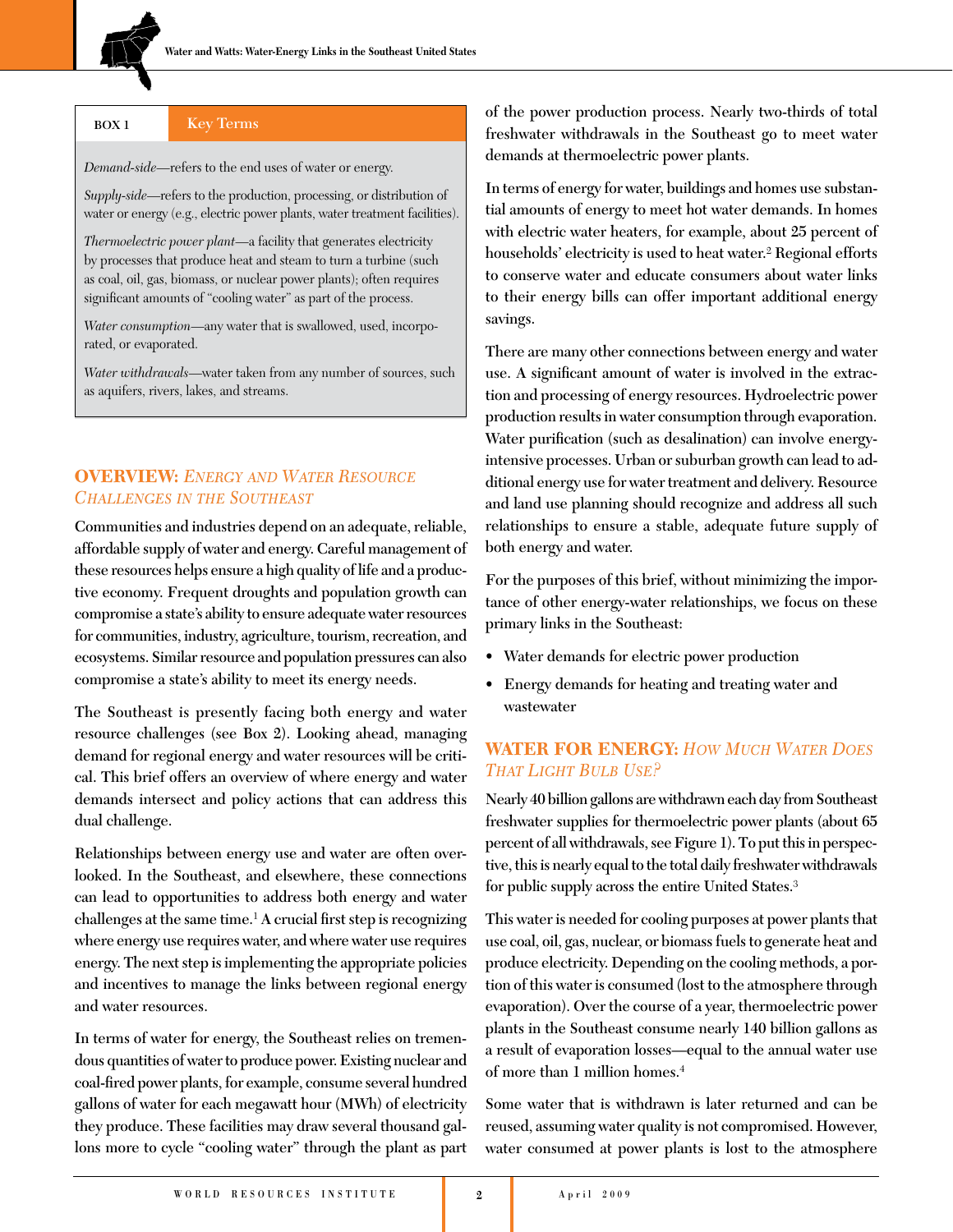**BOX 1 — Key Terms**

*Demand-side*—refers to the end uses of water or energy.

*Supply-side*—refers to the production, processing, or distribution of water or energy (e.g., electric power plants, water treatment facilities).

*Thermoelectric power plant*—a facility that generates electricity by processes that produce heat and steam to turn a turbine (such as coal, oil, gas, biomass, or nuclear power plants); often requires significant amounts of "cooling water" as part of the process.

*Water consumption*—any water that is swallowed, used, incorporated, or evaporated.

*Water withdrawals*—water taken from any number of sources, such as aquifers, rivers, lakes, and streams.

## OVERVIEW: *Energy and Water Resource Challenges in the Southeast*

Communities and industries depend on an adequate, reliable, affordable supply of water and energy. Careful management of these resources helps ensure a high quality of life and a productive economy. Frequent droughts and population growth can compromise a state's ability to ensure adequate water resources for communities, industry, agriculture, tourism, recreation, and ecosystems. Similar resource and population pressures can also compromise a state's ability to meet its energy needs.

The Southeast is presently facing both energy and water resource challenges (see Box 2). Looking ahead, managing demand for regional energy and water resources will be critical. This brief offers an overview of where energy and water demands intersect and policy actions that can address this dual challenge.

Relationships between energy use and water are often overlooked. In the Southeast, and elsewhere, these connections can lead to opportunities to address both energy and water challenges at the same time.[1] A crucial first step is recognizing where energy use requires water, and where water use requires energy. The next step is implementing the appropriate policies and incentives to manage the links between regional energy and water resources.

In terms of water for energy, the Southeast relies on tremendous quantities of water to produce power. Existing nuclear and coal-fired power plants, for example, consume several hundred gallons of water for each megawatt hour (MWh) of electricity they produce. These facilities may draw several thousand gallons more to cycle "cooling water" through the plant as part of the power production process. Nearly two-thirds of total freshwater withdrawals in the Southeast go to meet water demands at thermoelectric power plants.

In terms of energy for water, buildings and homes use substantial amounts of energy to meet hot water demands. In homes with electric water heaters, for example, about 25 percent of households' electricity is used to heat water.[2] Regional efforts to conserve water and educate consumers about water links to their energy bills can offer important additional energy savings.

There are many other connections between energy and water use. A significant amount of water is involved in the extraction and processing of energy resources. Hydroelectric power production results in water consumption through evaporation. Water purification (such as desalination) can involve energy-intensive processes. Urban or suburban growth can lead to additional energy use for water treatment and delivery. Resource and land use planning should recognize and address all such relationships to ensure a stable, adequate future supply of both energy and water.

For the purposes of this brief, without minimizing the importance of other energy-water relationships, we focus on these primary links in the Southeast:

- Water demands for electric power production
- Energy demands for heating and treating water and wastewater

## WATER FOR ENERGY: *How Much Water Does That Light Bulb Use?*

Nearly 40 billion gallons are withdrawn each day from Southeast freshwater supplies for thermoelectric power plants (about 65 percent of all withdrawals, see Figure 1). To put this in perspective, this is nearly equal to the total daily freshwater withdrawals for public supply across the entire United States.[3]

This water is needed for cooling purposes at power plants that use coal, oil, gas, nuclear, or biomass fuels to generate heat and produce electricity. Depending on the cooling methods, a portion of this water is consumed (lost to the atmosphere through evaporation). Over the course of a year, thermoelectric power plants in the Southeast consume nearly 140 billion gallons as a result of evaporation losses—equal to the annual water use of more than 1 million homes.[4]

Some water that is withdrawn is later returned and can be reused, assuming water quality is not compromised. However, water consumed at power plants is lost to the atmosphere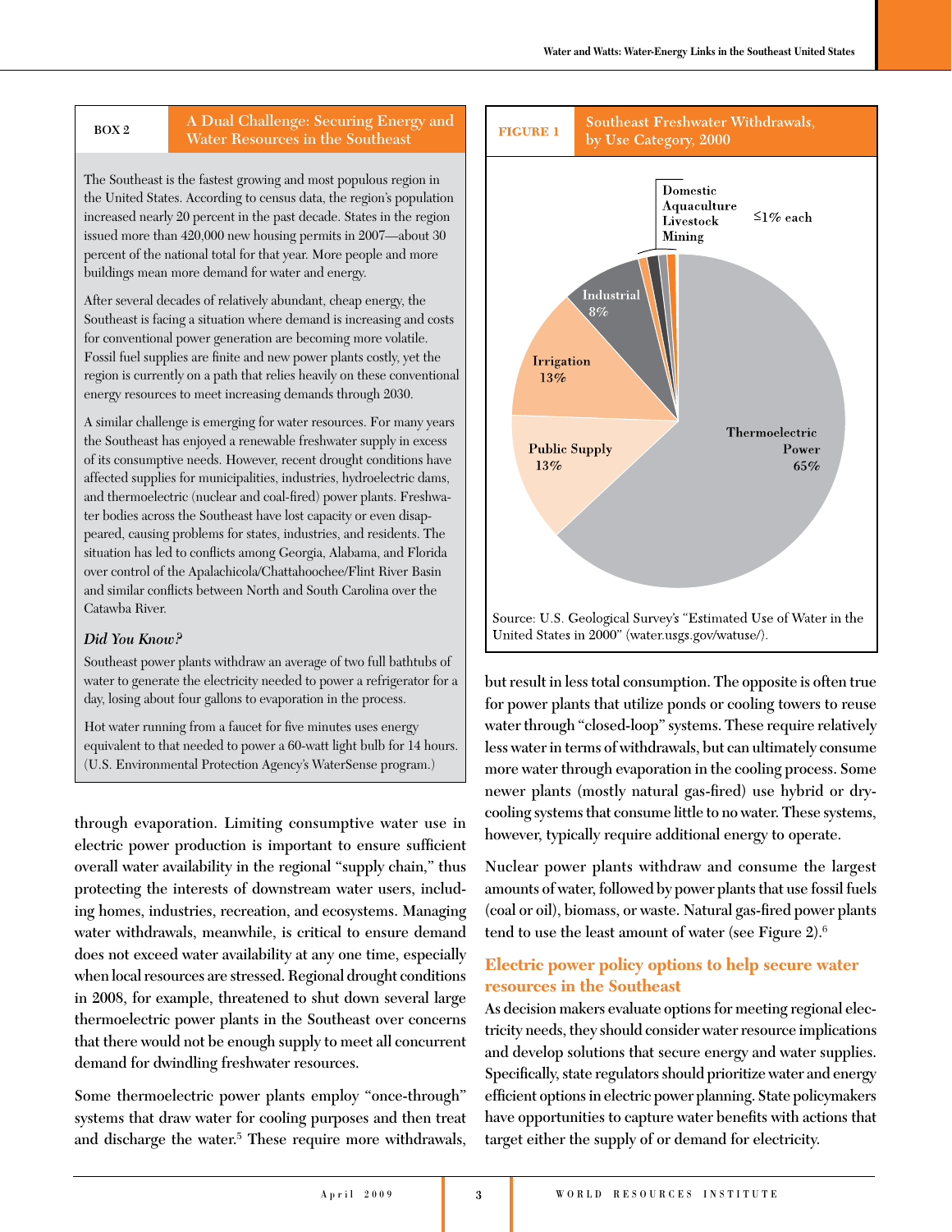## BOX 2 — A Dual Challenge: Securing Energy and Water Resources in the Southeast

The Southeast is the fastest growing and most populous region in the United States. According to census data, the region's population increased nearly 20 percent in the past decade. States in the region issued more than 420,000 new housing permits in 2007—about 30 percent of the national total for that year. More people and more buildings mean more demand for water and energy.

After several decades of relatively abundant, cheap energy, the Southeast is facing a situation where demand is increasing and costs for conventional power generation are becoming more volatile. Fossil fuel supplies are finite and new power plants costly, yet the region is currently on a path that relies heavily on these conventional energy resources to meet increasing demands through 2030.

A similar challenge is emerging for water resources. For many years the Southeast has enjoyed a renewable freshwater supply in excess of its consumptive needs. However, recent drought conditions have affected supplies for municipalities, industries, hydroelectric dams, and thermoelectric (nuclear and coal-fired) power plants. Freshwater bodies across the Southeast have lost capacity or even disappeared, causing problems for states, industries, and residents. The situation has led to conflicts among Georgia, Alabama, and Florida over control of the Apalachicola/Chattahoochee/Flint River Basin and similar conflicts between North and South Carolina over the Catawba River.

*Did You Know?*

Southeast power plants withdraw an average of two full bathtubs of water to generate the electricity needed to power a refrigerator for a day, losing about four gallons to evaporation in the process.

Hot water running from a faucet for five minutes uses energy equivalent to that needed to power a 60-watt light bulb for 14 hours. (U.S. Environmental Protection Agency's WaterSense program.)

---

through evaporation. Limiting consumptive water use in electric power production is important to ensure sufficient overall water availability in the regional "supply chain," thus protecting the interests of downstream water users, including homes, industries, recreation, and ecosystems. Managing water withdrawals, meanwhile, is critical to ensure demand does not exceed water availability at any one time, especially when local resources are stressed. Regional drought conditions in 2008, for example, threatened to shut down several large thermoelectric power plants in the Southeast over concerns that there would not be enough supply to meet all concurrent demand for dwindling freshwater resources.

Some thermoelectric power plants employ "once-through" systems that draw water for cooling purposes and then treat and discharge the water.[5] These require more withdrawals,

## FIGURE 1 — Southeast Freshwater Withdrawals, by Use Category, 2000

| Use Category | Share |
|---|---|
| Thermoelectric Power | 65% |
| Public Supply | 13% |
| Irrigation | 13% |
| Industrial | 8% |
| Domestic | ≤1% |
| Aquaculture | ≤1% |
| Livestock | ≤1% |
| Mining | ≤1% |

Source: U.S. Geological Survey's "Estimated Use of Water in the United States in 2000" (water.usgs.gov/watuse/).

but result in less total consumption. The opposite is often true for power plants that utilize ponds or cooling towers to reuse water through "closed-loop" systems. These require relatively less water in terms of withdrawals, but can ultimately consume more water through evaporation in the cooling process. Some newer plants (mostly natural gas-fired) use hybrid or dry-cooling systems that consume little to no water. These systems, however, typically require additional energy to operate.

Nuclear power plants withdraw and consume the largest amounts of water, followed by power plants that use fossil fuels (coal or oil), biomass, or waste. Natural gas-fired power plants tend to use the least amount of water (see Figure 2).[6]

## Electric power policy options to help secure water resources in the Southeast

As decision makers evaluate options for meeting regional electricity needs, they should consider water resource implications and develop solutions that secure energy and water supplies. Specifically, state regulators should prioritize water and energy efficient options in electric power planning. State policymakers have opportunities to capture water benefits with actions that target either the supply of or demand for electricity.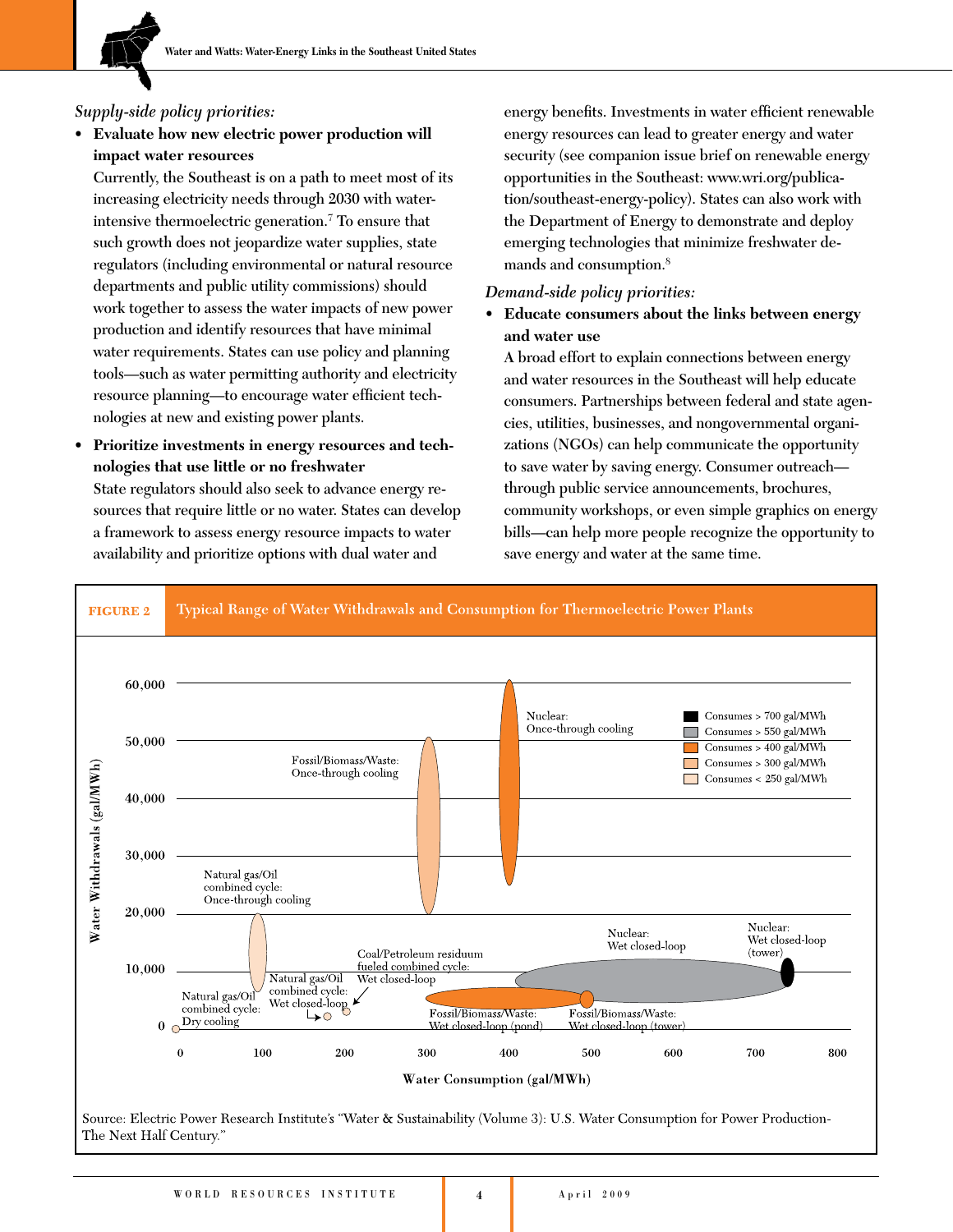*Supply-side policy priorities:*

- **Evaluate how new electric power production will impact water resources**

  Currently, the Southeast is on a path to meet most of its increasing electricity needs through 2030 with water-intensive thermoelectric generation.[7] To ensure that such growth does not jeopardize water supplies, state regulators (including environmental or natural resource departments and public utility commissions) should work together to assess the water impacts of new power production and identify resources that have minimal water requirements. States can use policy and planning tools—such as water permitting authority and electricity resource planning—to encourage water efficient technologies at new and existing power plants.

- **Prioritize investments in energy resources and technologies that use little or no freshwater**

  State regulators should also seek to advance energy resources that require little or no water. States can develop a framework to assess energy resource impacts to water availability and prioritize options with dual water and energy benefits. Investments in water efficient renewable energy resources can lead to greater energy and water security (see companion issue brief on renewable energy opportunities in the Southeast: www.wri.org/publication/southeast-energy-policy). States can also work with the Department of Energy to demonstrate and deploy emerging technologies that minimize freshwater demands and consumption.[8]

*Demand-side policy priorities:*

- **Educate consumers about the links between energy and water use**

  A broad effort to explain connections between energy and water resources in the Southeast will help educate consumers. Partnerships between federal and state agencies, utilities, businesses, and nongovernmental organizations (NGOs) can help communicate the opportunity to save water by saving energy. Consumer outreach—through public service announcements, brochures, community workshops, or even simple graphics on energy bills—can help more people recognize the opportunity to save energy and water at the same time.

**FIGURE 2** Typical Range of Water Withdrawals and Consumption for Thermoelectric Power Plants

Source: Electric Power Research Institute's "Water & Sustainability (Volume 3): U.S. Water Consumption for Power Production-The Next Half Century."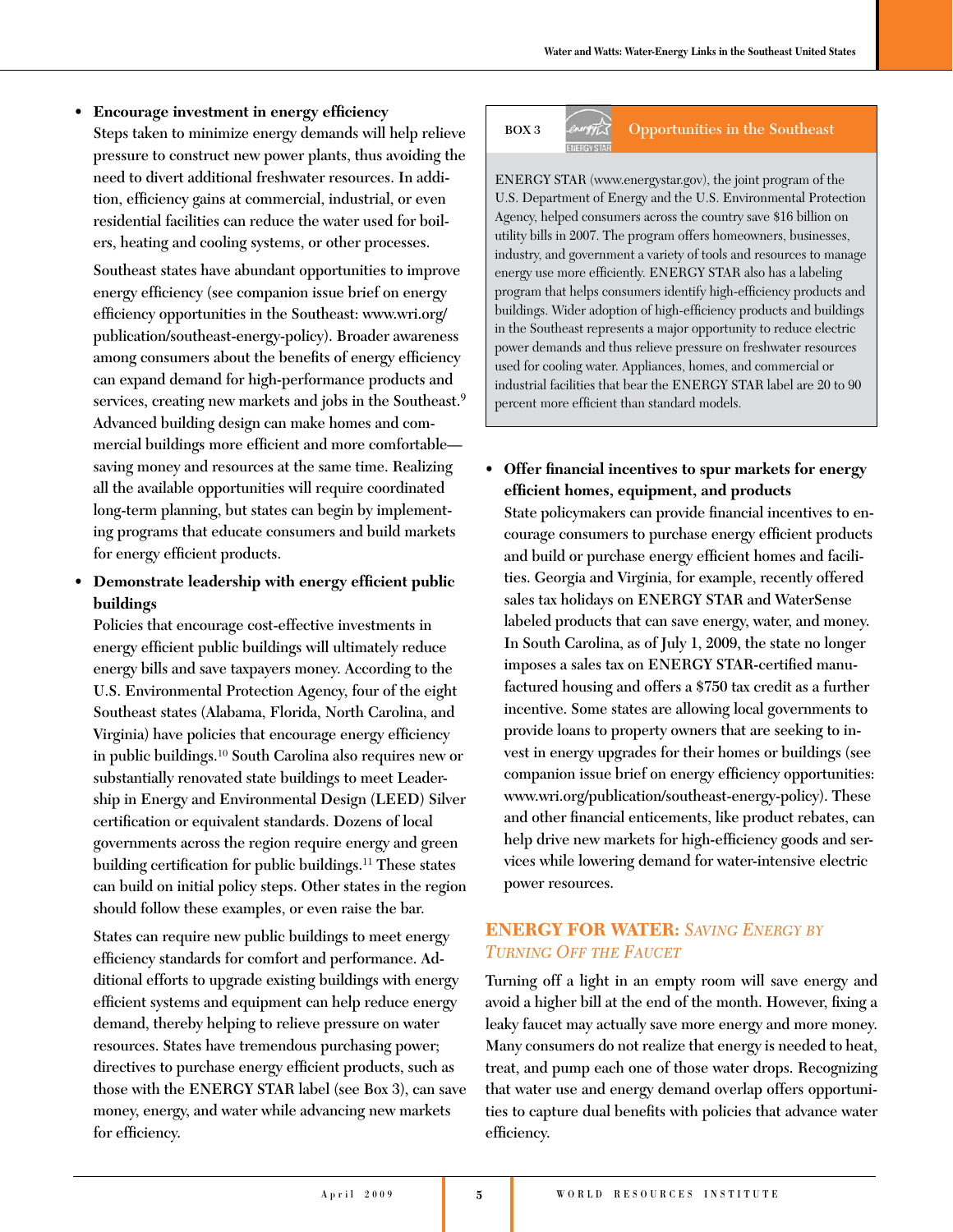- **Encourage investment in energy efficiency**

  Steps taken to minimize energy demands will help relieve pressure to construct new power plants, thus avoiding the need to divert additional freshwater resources. In addition, efficiency gains at commercial, industrial, or even residential facilities can reduce the water used for boilers, heating and cooling systems, or other processes.

  Southeast states have abundant opportunities to improve energy efficiency (see companion issue brief on energy efficiency opportunities in the Southeast: www.wri.org/publication/southeast-energy-policy). Broader awareness among consumers about the benefits of energy efficiency can expand demand for high-performance products and services, creating new markets and jobs in the Southeast.[9] Advanced building design can make homes and commercial buildings more efficient and more comfortable—saving money and resources at the same time. Realizing all the available opportunities will require coordinated long-term planning, but states can begin by implementing programs that educate consumers and build markets for energy efficient products.

- **Demonstrate leadership with energy efficient public buildings**

  Policies that encourage cost-effective investments in energy efficient public buildings will ultimately reduce energy bills and save taxpayers money. According to the U.S. Environmental Protection Agency, four of the eight Southeast states (Alabama, Florida, North Carolina, and Virginia) have policies that encourage energy efficiency in public buildings.[10] South Carolina also requires new or substantially renovated state buildings to meet Leadership in Energy and Environmental Design (LEED) Silver certification or equivalent standards. Dozens of local governments across the region require energy and green building certification for public buildings.[11] These states can build on initial policy steps. Other states in the region should follow these examples, or even raise the bar.

  States can require new public buildings to meet energy efficiency standards for comfort and performance. Additional efforts to upgrade existing buildings with energy efficient systems and equipment can help reduce energy demand, thereby helping to relieve pressure on water resources. States have tremendous purchasing power; directives to purchase energy efficient products, such as those with the ENERGY STAR label (see Box 3), can save money, energy, and water while advancing new markets for efficiency.

> **BOX 3 — Opportunities in the Southeast**
>
> ENERGY STAR (www.energystar.gov), the joint program of the U.S. Department of Energy and the U.S. Environmental Protection Agency, helped consumers across the country save $16 billion on utility bills in 2007. The program offers homeowners, businesses, industry, and government a variety of tools and resources to manage energy use more efficiently. ENERGY STAR also has a labeling program that helps consumers identify high-efficiency products and buildings. Wider adoption of high-efficiency products and buildings in the Southeast represents a major opportunity to reduce electric power demands and thus relieve pressure on freshwater resources used for cooling water. Appliances, homes, and commercial or industrial facilities that bear the ENERGY STAR label are 20 to 90 percent more efficient than standard models.

- **Offer financial incentives to spur markets for energy efficient homes, equipment, and products**

  State policymakers can provide financial incentives to encourage consumers to purchase energy efficient products and build or purchase energy efficient homes and facilities. Georgia and Virginia, for example, recently offered sales tax holidays on ENERGY STAR and WaterSense labeled products that can save energy, water, and money. In South Carolina, as of July 1, 2009, the state no longer imposes a sales tax on ENERGY STAR-certified manufactured housing and offers a $750 tax credit as a further incentive. Some states are allowing local governments to provide loans to property owners that are seeking to invest in energy upgrades for their homes or buildings (see companion issue brief on energy efficiency opportunities: www.wri.org/publication/southeast-energy-policy). These and other financial enticements, like product rebates, can help drive new markets for high-efficiency goods and services while lowering demand for water-intensive electric power resources.

## ENERGY FOR WATER: *Saving Energy by Turning Off the Faucet*

Turning off a light in an empty room will save energy and avoid a higher bill at the end of the month. However, fixing a leaky faucet may actually save more energy and more money. Many consumers do not realize that energy is needed to heat, treat, and pump each one of those water drops. Recognizing that water use and energy demand overlap offers opportunities to capture dual benefits with policies that advance water efficiency.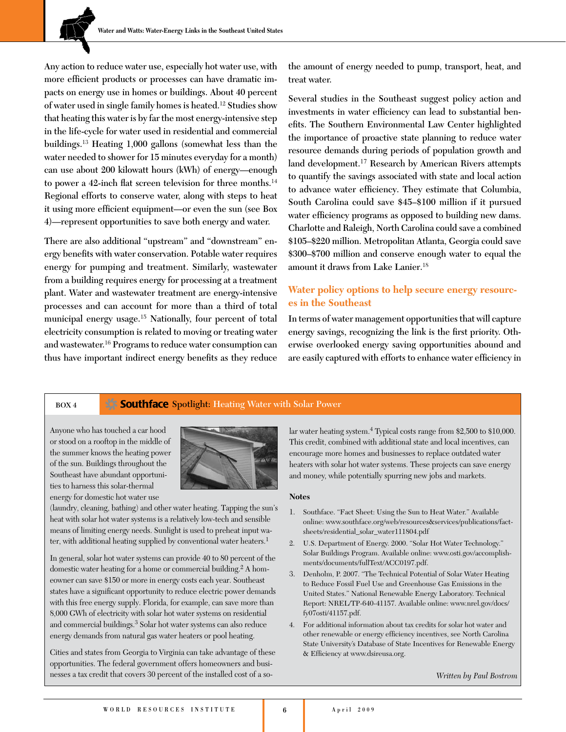Any action to reduce water use, especially hot water use, with more efficient products or processes can have dramatic impacts on energy use in homes or buildings. About 40 percent of water used in single family homes is heated.[12] Studies show that heating this water is by far the most energy-intensive step in the life-cycle for water used in residential and commercial buildings.[13] Heating 1,000 gallons (somewhat less than the water needed to shower for 15 minutes everyday for a month) can use about 200 kilowatt hours (kWh) of energy—enough to power a 42-inch flat screen television for three months.[14] Regional efforts to conserve water, along with steps to heat it using more efficient equipment—or even the sun (see Box 4)—represent opportunities to save both energy and water.

There are also additional "upstream" and "downstream" energy benefits with water conservation. Potable water requires energy for pumping and treatment. Similarly, wastewater from a building requires energy for processing at a treatment plant. Water and wastewater treatment are energy-intensive processes and can account for more than a third of total municipal energy usage.[15] Nationally, four percent of total electricity consumption is related to moving or treating water and wastewater.[16] Programs to reduce water consumption can thus have important indirect energy benefits as they reduce the amount of energy needed to pump, transport, heat, and treat water.

Several studies in the Southeast suggest policy action and investments in water efficiency can lead to substantial benefits. The Southern Environmental Law Center highlighted the importance of proactive state planning to reduce water resource demands during periods of population growth and land development.[17] Research by American Rivers attempts to quantify the savings associated with state and local action to advance water efficiency. They estimate that Columbia, South Carolina could save \$45–\$100 million if it pursued water efficiency programs as opposed to building new dams. Charlotte and Raleigh, North Carolina could save a combined \$105–\$220 million. Metropolitan Atlanta, Georgia could save \$300–\$700 million and conserve enough water to equal the amount it draws from Lake Lanier.[18]

## Water policy options to help secure energy resources in the Southeast

In terms of water management opportunities that will capture energy savings, recognizing the link is the first priority. Otherwise overlooked energy saving opportunities abound and are easily captured with efforts to enhance water efficiency in

---

**BOX 4** **Southface** Spotlight: Heating Water with Solar Power

Anyone who has touched a car hood or stood on a rooftop in the middle of the summer knows the heating power of the sun. Buildings throughout the Southeast have abundant opportunities to harness this solar-thermal energy for domestic hot water use (laundry, cleaning, bathing) and other water heating. Tapping the sun's heat with solar hot water systems is a relatively low-tech and sensible means of limiting energy needs. Sunlight is used to preheat input water, with additional heating supplied by conventional water heaters.[1]

In general, solar hot water systems can provide 40 to 80 percent of the domestic water heating for a home or commercial building.[2] A homeowner can save \$150 or more in energy costs each year. Southeast states have a significant opportunity to reduce electric power demands with this free energy supply. Florida, for example, can save more than 8,000 GWh of electricity with solar hot water systems on residential and commercial buildings.[3] Solar hot water systems can also reduce energy demands from natural gas water heaters or pool heating.

Cities and states from Georgia to Virginia can take advantage of these opportunities. The federal government offers homeowners and businesses a tax credit that covers 30 percent of the installed cost of a solar water heating system.[4] Typical costs range from \$2,500 to \$10,000. This credit, combined with additional state and local incentives, can encourage more homes and businesses to replace outdated water heaters with solar hot water systems. These projects can save energy and money, while potentially spurring new jobs and markets.

**Notes**

1. Southface. "Fact Sheet: Using the Sun to Heat Water." Available online: www.southface.org/web/resources&services/publications/factsheets/residential_solar_water111804.pdf
2. U.S. Department of Energy. 2000. "Solar Hot Water Technology." Solar Buildings Program. Available online: www.osti.gov/accomplishments/documents/fullText/ACC0197.pdf.
3. Denholm, P. 2007. "The Technical Potential of Solar Water Heating to Reduce Fossil Fuel Use and Greenhouse Gas Emissions in the United States." National Renewable Energy Laboratory. Technical Report: NREL/TP-640-41157. Available online: www.nrel.gov/docs/fy07osti/41157.pdf.
4. For additional information about tax credits for solar hot water and other renewable or energy efficiency incentives, see North Carolina State University's Database of State Incentives for Renewable Energy & Efficiency at www.dsireusa.org.

*Written by Paul Bostrom*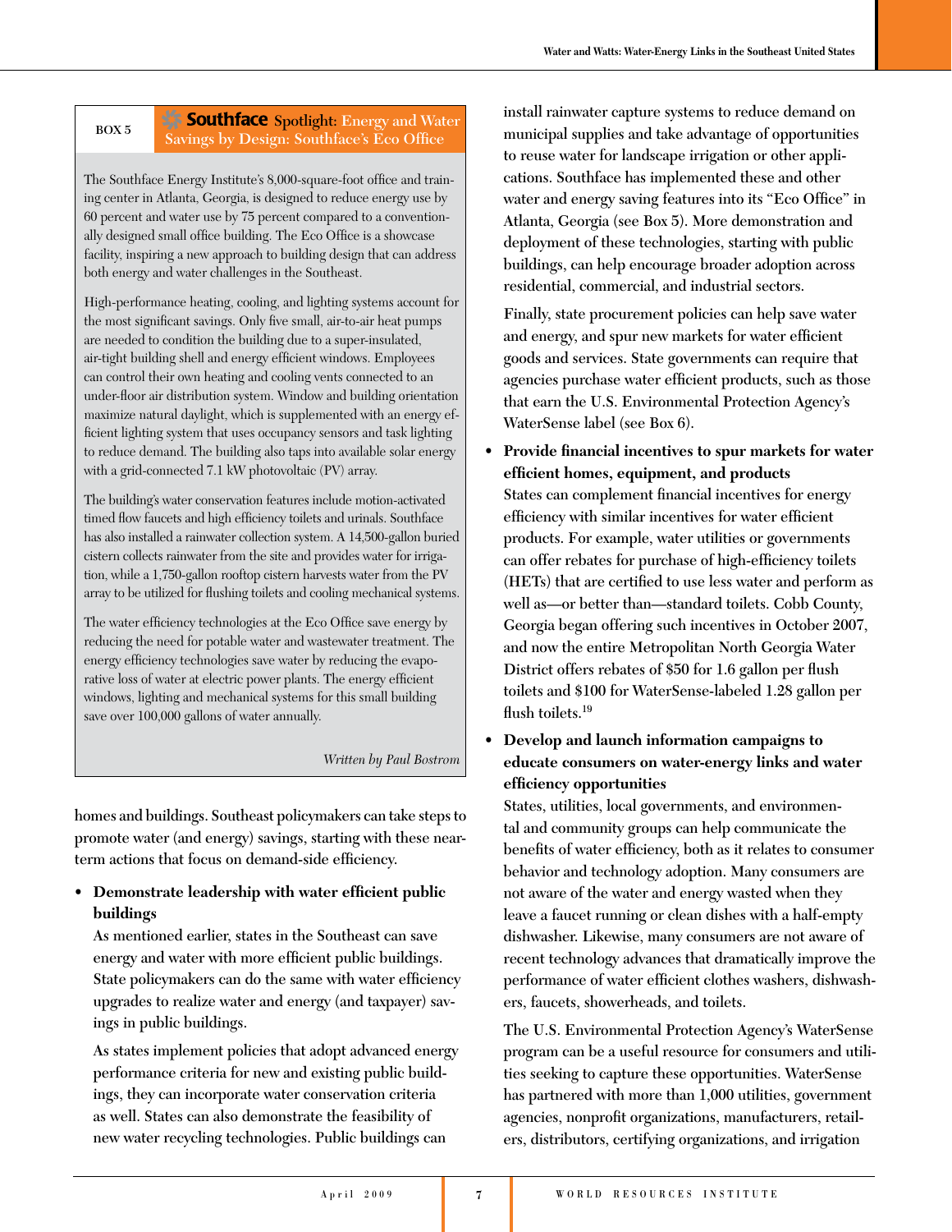**BOX 5**

### Southface Spotlight: Energy and Water Savings by Design: Southface's Eco Office

The Southface Energy Institute's 8,000-square-foot office and training center in Atlanta, Georgia, is designed to reduce energy use by 60 percent and water use by 75 percent compared to a conventionally designed small office building. The Eco Office is a showcase facility, inspiring a new approach to building design that can address both energy and water challenges in the Southeast.

High-performance heating, cooling, and lighting systems account for the most significant savings. Only five small, air-to-air heat pumps are needed to condition the building due to a super-insulated, air-tight building shell and energy efficient windows. Employees can control their own heating and cooling vents connected to an under-floor air distribution system. Window and building orientation maximize natural daylight, which is supplemented with an energy efficient lighting system that uses occupancy sensors and task lighting to reduce demand. The building also taps into available solar energy with a grid-connected 7.1 kW photovoltaic (PV) array.

The building's water conservation features include motion-activated timed flow faucets and high efficiency toilets and urinals. Southface has also installed a rainwater collection system. A 14,500-gallon buried cistern collects rainwater from the site and provides water for irrigation, while a 1,750-gallon rooftop cistern harvests water from the PV array to be utilized for flushing toilets and cooling mechanical systems.

The water efficiency technologies at the Eco Office save energy by reducing the need for potable water and wastewater treatment. The energy efficiency technologies save water by reducing the evaporative loss of water at electric power plants. The energy efficient windows, lighting and mechanical systems for this small building save over 100,000 gallons of water annually.

*Written by Paul Bostrom*

---

homes and buildings. Southeast policymakers can take steps to promote water (and energy) savings, starting with these near-term actions that focus on demand-side efficiency.

- **Demonstrate leadership with water efficient public buildings**
  As mentioned earlier, states in the Southeast can save energy and water with more efficient public buildings. State policymakers can do the same with water efficiency upgrades to realize water and energy (and taxpayer) savings in public buildings.

  As states implement policies that adopt advanced energy performance criteria for new and existing public buildings, they can incorporate water conservation criteria as well. States can also demonstrate the feasibility of new water recycling technologies. Public buildings can install rainwater capture systems to reduce demand on municipal supplies and take advantage of opportunities to reuse water for landscape irrigation or other applications. Southface has implemented these and other water and energy saving features into its "Eco Office" in Atlanta, Georgia (see Box 5). More demonstration and deployment of these technologies, starting with public buildings, can help encourage broader adoption across residential, commercial, and industrial sectors.

  Finally, state procurement policies can help save water and energy, and spur new markets for water efficient goods and services. State governments can require that agencies purchase water efficient products, such as those that earn the U.S. Environmental Protection Agency's WaterSense label (see Box 6).

- **Provide financial incentives to spur markets for water efficient homes, equipment, and products**
  States can complement financial incentives for energy efficiency with similar incentives for water efficient products. For example, water utilities or governments can offer rebates for purchase of high-efficiency toilets (HETs) that are certified to use less water and perform as well as—or better than—standard toilets. Cobb County, Georgia began offering such incentives in October 2007, and now the entire Metropolitan North Georgia Water District offers rebates of $50 for 1.6 gallon per flush toilets and $100 for WaterSense-labeled 1.28 gallon per flush toilets.[19]

- **Develop and launch information campaigns to educate consumers on water-energy links and water efficiency opportunities**
  States, utilities, local governments, and environmental and community groups can help communicate the benefits of water efficiency, both as it relates to consumer behavior and technology adoption. Many consumers are not aware of the water and energy wasted when they leave a faucet running or clean dishes with a half-empty dishwasher. Likewise, many consumers are not aware of recent technology advances that dramatically improve the performance of water efficient clothes washers, dishwashers, faucets, showerheads, and toilets.

  The U.S. Environmental Protection Agency's WaterSense program can be a useful resource for consumers and utilities seeking to capture these opportunities. WaterSense has partnered with more than 1,000 utilities, government agencies, nonprofit organizations, manufacturers, retailers, distributors, certifying organizations, and irrigation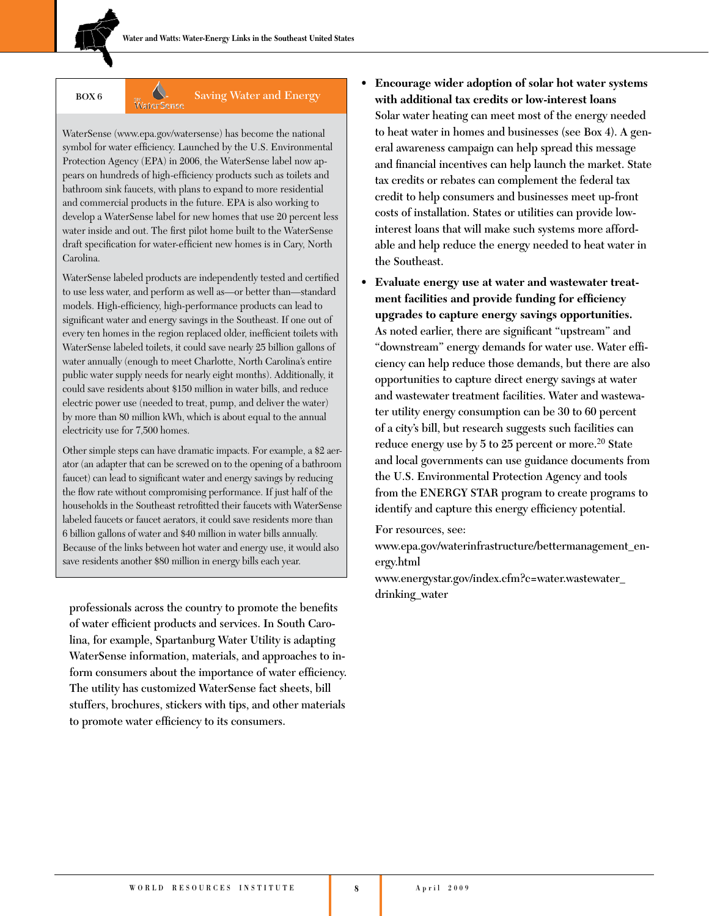**BOX 6** — WaterSense — Saving Water and Energy

WaterSense (www.epa.gov/watersense) has become the national symbol for water efficiency. Launched by the U.S. Environmental Protection Agency (EPA) in 2006, the WaterSense label now appears on hundreds of high-efficiency products such as toilets and bathroom sink faucets, with plans to expand to more residential and commercial products in the future. EPA is also working to develop a WaterSense label for new homes that use 20 percent less water inside and out. The first pilot home built to the WaterSense draft specification for water-efficient new homes is in Cary, North Carolina.

WaterSense labeled products are independently tested and certified to use less water, and perform as well as—or better than—standard models. High-efficiency, high-performance products can lead to significant water and energy savings in the Southeast. If one out of every ten homes in the region replaced older, inefficient toilets with WaterSense labeled toilets, it could save nearly 25 billion gallons of water annually (enough to meet Charlotte, North Carolina's entire public water supply needs for nearly eight months). Additionally, it could save residents about $150 million in water bills, and reduce electric power use (needed to treat, pump, and deliver the water) by more than 80 million kWh, which is about equal to the annual electricity use for 7,500 homes.

Other simple steps can have dramatic impacts. For example, a $2 aerator (an adapter that can be screwed on to the opening of a bathroom faucet) can lead to significant water and energy savings by reducing the flow rate without compromising performance. If just half of the households in the Southeast retrofitted their faucets with WaterSense labeled faucets or faucet aerators, it could save residents more than 6 billion gallons of water and $40 million in water bills annually. Because of the links between hot water and energy use, it would also save residents another $80 million in energy bills each year.

professionals across the country to promote the benefits of water efficient products and services. In South Carolina, for example, Spartanburg Water Utility is adapting WaterSense information, materials, and approaches to inform consumers about the importance of water efficiency. The utility has customized WaterSense fact sheets, bill stuffers, brochures, stickers with tips, and other materials to promote water efficiency to its consumers.

- **Encourage wider adoption of solar hot water systems with additional tax credits or low-interest loans**
  Solar water heating can meet most of the energy needed to heat water in homes and businesses (see Box 4). A general awareness campaign can help spread this message and financial incentives can help launch the market. State tax credits or rebates can complement the federal tax credit to help consumers and businesses meet up-front costs of installation. States or utilities can provide low-interest loans that will make such systems more affordable and help reduce the energy needed to heat water in the Southeast.

- **Evaluate energy use at water and wastewater treatment facilities and provide funding for efficiency upgrades to capture energy savings opportunities.**
  As noted earlier, there are significant "upstream" and "downstream" energy demands for water use. Water efficiency can help reduce those demands, but there are also opportunities to capture direct energy savings at water and wastewater treatment facilities. Water and wastewater utility energy consumption can be 30 to 60 percent of a city's bill, but research suggests such facilities can reduce energy use by 5 to 25 percent or more.[20] State and local governments can use guidance documents from the U.S. Environmental Protection Agency and tools from the ENERGY STAR program to create programs to identify and capture this energy efficiency potential.

  For resources, see:
  www.epa.gov/waterinfrastructure/bettermanagement_energy.html
  www.energystar.gov/index.cfm?c=water.wastewater_drinking_water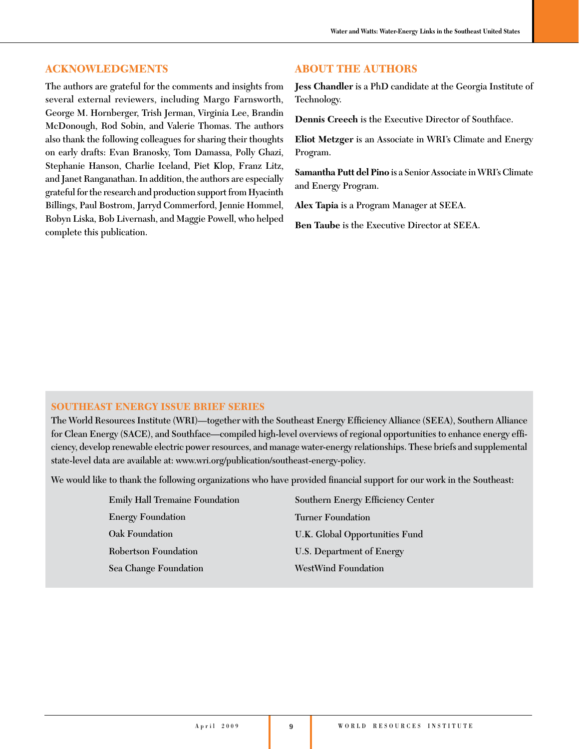## ACKNOWLEDGMENTS

The authors are grateful for the comments and insights from several external reviewers, including Margo Farnsworth, George M. Hornberger, Trish Jerman, Virginia Lee, Brandin McDonough, Rod Sobin, and Valerie Thomas. The authors also thank the following colleagues for sharing their thoughts on early drafts: Evan Branosky, Tom Damassa, Polly Ghazi, Stephanie Hanson, Charlie Iceland, Piet Klop, Franz Litz, and Janet Ranganathan. In addition, the authors are especially grateful for the research and production support from Hyacinth Billings, Paul Bostrom, Jarryd Commerford, Jennie Hommel, Robyn Liska, Bob Livernash, and Maggie Powell, who helped complete this publication.

## ABOUT THE AUTHORS

**Jess Chandler** is a PhD candidate at the Georgia Institute of Technology.

**Dennis Creech** is the Executive Director of Southface.

**Eliot Metzger** is an Associate in WRI's Climate and Energy Program.

**Samantha Putt del Pino** is a Senior Associate in WRI's Climate and Energy Program.

**Alex Tapia** is a Program Manager at SEEA.

**Ben Taube** is the Executive Director at SEEA.

### SOUTHEAST ENERGY ISSUE BRIEF SERIES

The World Resources Institute (WRI)—together with the Southeast Energy Efficiency Alliance (SEEA), Southern Alliance for Clean Energy (SACE), and Southface—compiled high-level overviews of regional opportunities to enhance energy efficiency, develop renewable electric power resources, and manage water-energy relationships. These briefs and supplemental state-level data are available at: www.wri.org/publication/southeast-energy-policy.

We would like to thank the following organizations who have provided financial support for our work in the Southeast:

- Emily Hall Tremaine Foundation
- Energy Foundation
- Oak Foundation
- Robertson Foundation
- Sea Change Foundation
- Southern Energy Efficiency Center
- Turner Foundation
- U.K. Global Opportunities Fund
- U.S. Department of Energy
- WestWind Foundation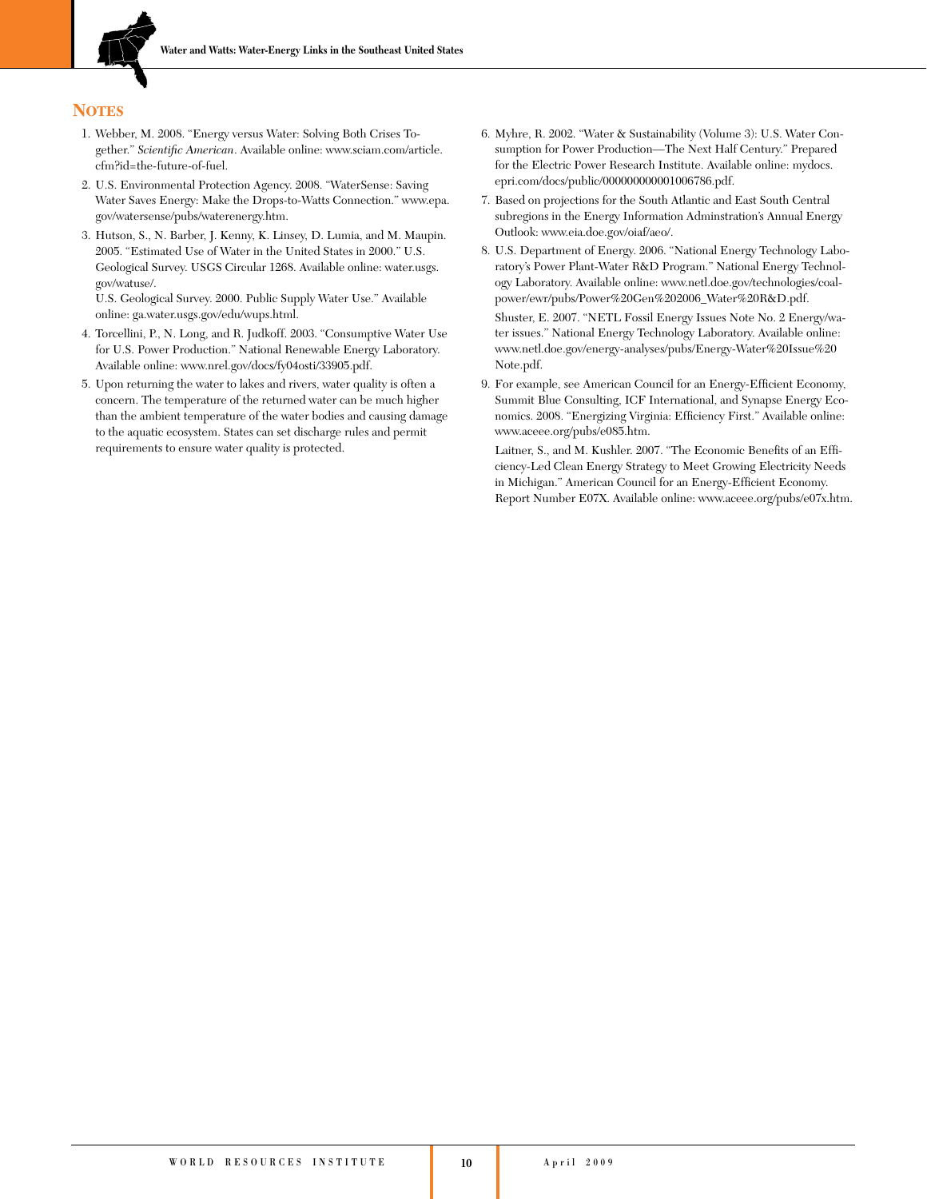## Notes

1. Webber, M. 2008. "Energy versus Water: Solving Both Crises Together." *Scientific American*. Available online: www.sciam.com/article.cfm?id=the-future-of-fuel.

2. U.S. Environmental Protection Agency. 2008. "WaterSense: Saving Water Saves Energy: Make the Drops-to-Watts Connection." www.epa.gov/watersense/pubs/waterenergy.htm.

3. Hutson, S., N. Barber, J. Kenny, K. Linsey, D. Lumia, and M. Maupin. 2005. "Estimated Use of Water in the United States in 2000." U.S. Geological Survey. USGS Circular 1268. Available online: water.usgs.gov/watuse/.

   U.S. Geological Survey. 2000. Public Supply Water Use." Available online: ga.water.usgs.gov/edu/wups.html.

4. Torcellini, P., N. Long, and R. Judkoff. 2003. "Consumptive Water Use for U.S. Power Production." National Renewable Energy Laboratory. Available online: www.nrel.gov/docs/fy04osti/33905.pdf.

5. Upon returning the water to lakes and rivers, water quality is often a concern. The temperature of the returned water can be much higher than the ambient temperature of the water bodies and causing damage to the aquatic ecosystem. States can set discharge rules and permit requirements to ensure water quality is protected.

6. Myhre, R. 2002. "Water & Sustainability (Volume 3): U.S. Water Consumption for Power Production—The Next Half Century." Prepared for the Electric Power Research Institute. Available online: mydocs.epri.com/docs/public/000000000001006786.pdf.

7. Based on projections for the South Atlantic and East South Central subregions in the Energy Information Adminstration's Annual Energy Outlook: www.eia.doe.gov/oiaf/aeo/.

8. U.S. Department of Energy. 2006. "National Energy Technology Laboratory's Power Plant-Water R&D Program." National Energy Technology Laboratory. Available online: www.netl.doe.gov/technologies/coalpower/ewr/pubs/Power%20Gen%202006_Water%20R&D.pdf.

   Shuster, E. 2007. "NETL Fossil Energy Issues Note No. 2 Energy/water issues." National Energy Technology Laboratory. Available online: www.netl.doe.gov/energy-analyses/pubs/Energy-Water%20Issue%20Note.pdf.

9. For example, see American Council for an Energy-Efficient Economy, Summit Blue Consulting, ICF International, and Synapse Energy Economics. 2008. "Energizing Virginia: Efficiency First." Available online: www.aceee.org/pubs/e085.htm.

   Laitner, S., and M. Kushler. 2007. "The Economic Benefits of an Efficiency-Led Clean Energy Strategy to Meet Growing Electricity Needs in Michigan." American Council for an Energy-Efficient Economy. Report Number E07X. Available online: www.aceee.org/pubs/e07x.htm.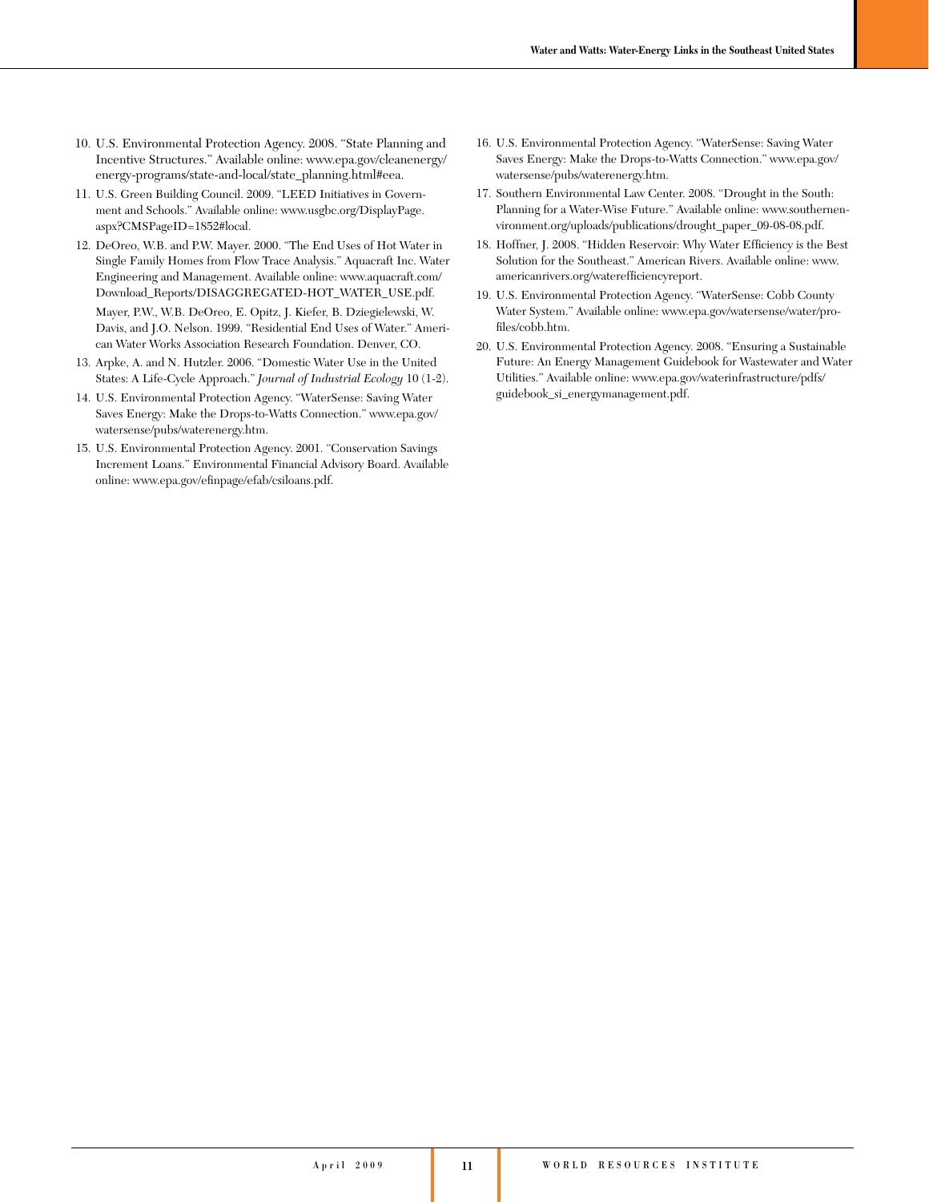10. U.S. Environmental Protection Agency. 2008. "State Planning and Incentive Structures." Available online: www.epa.gov/cleanenergy/energy-programs/state-and-local/state_planning.html#eea.
11. U.S. Green Building Council. 2009. "LEED Initiatives in Government and Schools." Available online: www.usgbc.org/DisplayPage.aspx?CMSPageID=1852#local.
12. DeOreo, W.B. and P.W. Mayer. 2000. "The End Uses of Hot Water in Single Family Homes from Flow Trace Analysis." Aquacraft Inc. Water Engineering and Management. Available online: www.aquacraft.com/Download_Reports/DISAGGREGATED-HOT_WATER_USE.pdf.

    Mayer, P.W., W.B. DeOreo, E. Opitz, J. Kiefer, B. Dziegielewski, W. Davis, and J.O. Nelson. 1999. "Residential End Uses of Water." American Water Works Association Research Foundation. Denver, CO.
13. Arpke, A. and N. Hutzler. 2006. "Domestic Water Use in the United States: A Life-Cycle Approach." *Journal of Industrial Ecology* 10 (1-2).
14. U.S. Environmental Protection Agency. "WaterSense: Saving Water Saves Energy: Make the Drops-to-Watts Connection." www.epa.gov/watersense/pubs/waterenergy.htm.
15. U.S. Environmental Protection Agency. 2001. "Conservation Savings Increment Loans." Environmental Financial Advisory Board. Available online: www.epa.gov/efinpage/efab/csiloans.pdf.
16. U.S. Environmental Protection Agency. "WaterSense: Saving Water Saves Energy: Make the Drops-to-Watts Connection." www.epa.gov/watersense/pubs/waterenergy.htm.
17. Southern Environmental Law Center. 2008. "Drought in the South: Planning for a Water-Wise Future." Available online: www.southernenvironment.org/uploads/publications/drought_paper_09-08-08.pdf.
18. Hoffner, J. 2008. "Hidden Reservoir: Why Water Efficiency is the Best Solution for the Southeast." American Rivers. Available online: www.americanrivers.org/waterefficiencyreport.
19. U.S. Environmental Protection Agency. "WaterSense: Cobb County Water System." Available online: www.epa.gov/watersense/water/profiles/cobb.htm.
20. U.S. Environmental Protection Agency. 2008. "Ensuring a Sustainable Future: An Energy Management Guidebook for Wastewater and Water Utilities." Available online: www.epa.gov/waterinfrastructure/pdfs/guidebook_si_energymanagement.pdf.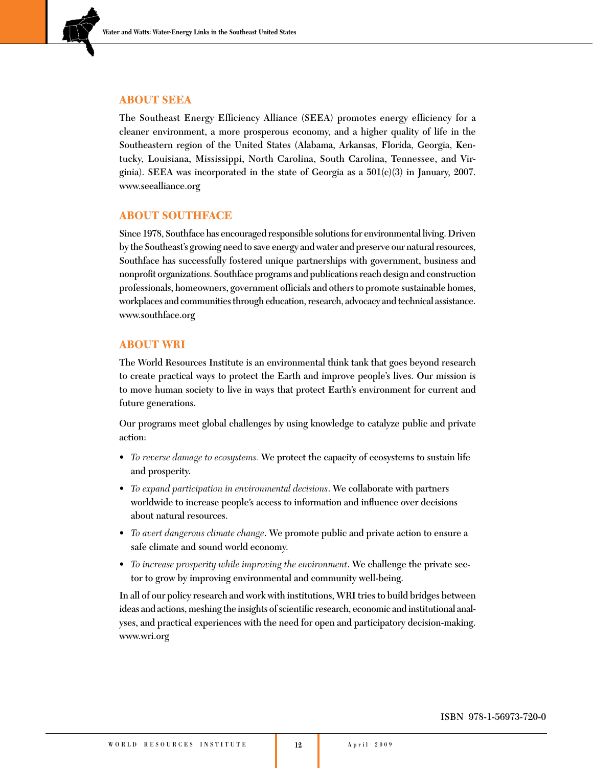## ABOUT SEEA

The Southeast Energy Efficiency Alliance (SEEA) promotes energy efficiency for a cleaner environment, a more prosperous economy, and a higher quality of life in the Southeastern region of the United States (Alabama, Arkansas, Florida, Georgia, Kentucky, Louisiana, Mississippi, North Carolina, South Carolina, Tennessee, and Virginia). SEEA was incorporated in the state of Georgia as a 501(c)(3) in January, 2007. www.seealliance.org

## ABOUT SOUTHFACE

Since 1978, Southface has encouraged responsible solutions for environmental living. Driven by the Southeast's growing need to save energy and water and preserve our natural resources, Southface has successfully fostered unique partnerships with government, business and nonprofit organizations. Southface programs and publications reach design and construction professionals, homeowners, government officials and others to promote sustainable homes, workplaces and communities through education, research, advocacy and technical assistance. www.southface.org

## ABOUT WRI

The World Resources Institute is an environmental think tank that goes beyond research to create practical ways to protect the Earth and improve people's lives. Our mission is to move human society to live in ways that protect Earth's environment for current and future generations.

Our programs meet global challenges by using knowledge to catalyze public and private action:

- *To reverse damage to ecosystems.* We protect the capacity of ecosystems to sustain life and prosperity.
- *To expand participation in environmental decisions*. We collaborate with partners worldwide to increase people's access to information and influence over decisions about natural resources.
- *To avert dangerous climate change*. We promote public and private action to ensure a safe climate and sound world economy.
- *To increase prosperity while improving the environment*. We challenge the private sector to grow by improving environmental and community well-being.

In all of our policy research and work with institutions, WRI tries to build bridges between ideas and actions, meshing the insights of scientific research, economic and institutional analyses, and practical experiences with the need for open and participatory decision-making. www.wri.org

ISBN 978-1-56973-720-0